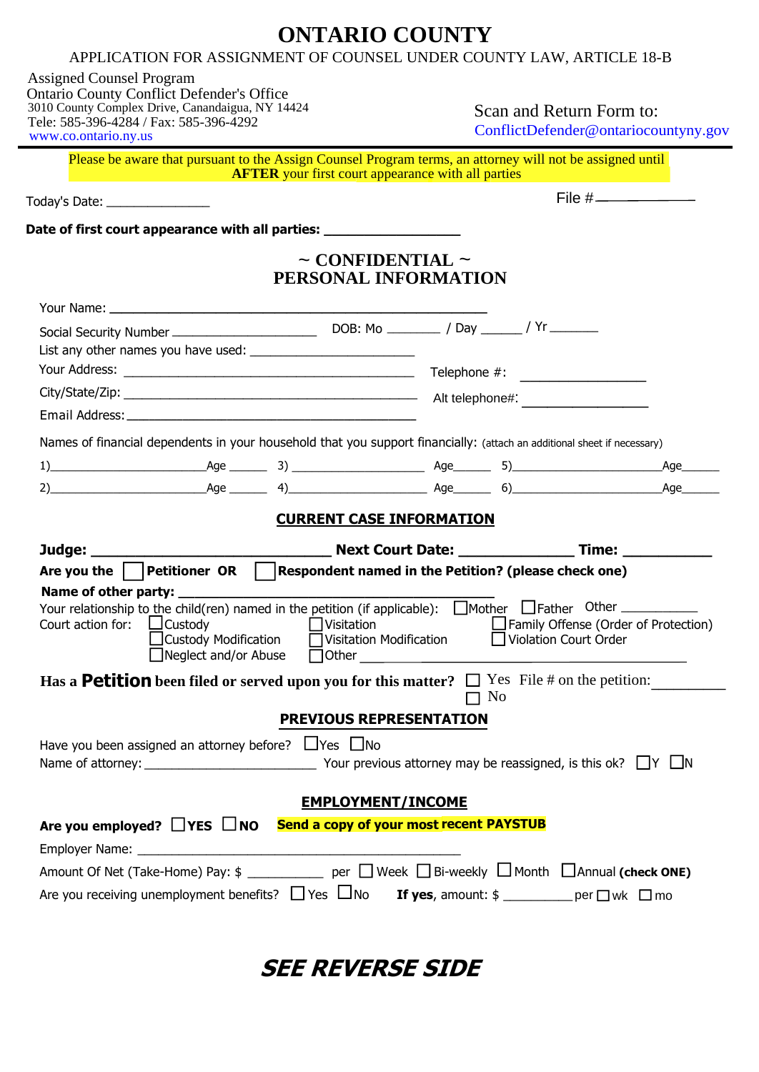# ONTARIO COUNTY

APPLICATION FOR ASSIGNMENT OF COUNSEL UNDER COUNTY LAW, ARTICLE 18-B

Assigned Counsel Program
Ontario County Conflict Defender's Office
3010 County Complex Drive, Canandaigua, NY 14424
Tele: 585-396-4284 / Fax: 585-396-4292
www.co.ontario.ny.us

Scan and Return Form to:
ConflictDefender@ontariocountyny.gov

Please be aware that pursuant to the Assign Counsel Program terms, an attorney will not be assigned until **AFTER** your first court appearance with all parties

Today's Date: _______________ File #____________

**Date of first court appearance with all parties:** __________________

## ~ CONFIDENTIAL ~
## PERSONAL INFORMATION

Your Name: ____________________________________________________

Social Security Number ____________________ DOB: Mo ________ / Day ______ / Yr _______

List any other names you have used: _______________________

Your Address: __________________________________________ Telephone #: ________________

City/State/Zip: __________________________________________ Alt telephone#: ________________

Email Address: __________________________________________

Names of financial dependents in your household that you support financially: (attach an additional sheet if necessary)

1)______________________Age ______ 3) ___________________ Age______ 5)_____________________Age______

2)______________________Age ______ 4)___________________ Age______ 6)_____________________Age______

### CURRENT CASE INFORMATION

**Judge:** ____________________________ **Next Court Date:** ______________ **Time:** ___________

**Are you the** ☐ **Petitioner OR** ☐ **Respondent named in the Petition? (please check one)**

**Name of other party:** ________________________________________

Your relationship to the child(ren) named in the petition (if applicable): ☐Mother ☐Father Other ___________

Court action for:
- ☐Custody
- ☐Custody Modification
- ☐Neglect and/or Abuse
- ☐Visitation
- ☐Visitation Modification
- ☐Other ____________________
- ☐Family Offense (Order of Protection)
- ☐Violation Court Order

**Has a Petition been filed or served upon you for this matter?** ☐ Yes File # on the petition:_________ ☐ No

### PREVIOUS REPRESENTATION

Have you been assigned an attorney before? ☐Yes ☐No

Name of attorney: ________________________ Your previous attorney may be reassigned, is this ok? ☐Y ☐N

### EMPLOYMENT/INCOME

**Are you employed?** ☐**YES** ☐**NO** **Send a copy of your most recent PAYSTUB**

Employer Name: _____________________________________________

Amount Of Net (Take-Home) Pay: $ ___________ per ☐Week ☐Bi-weekly ☐Month ☐Annual **(check ONE)**

Are you receiving unemployment benefits? ☐Yes ☐No **If yes**, amount: $ __________per ☐wk ☐mo

***SEE REVERSE SIDE***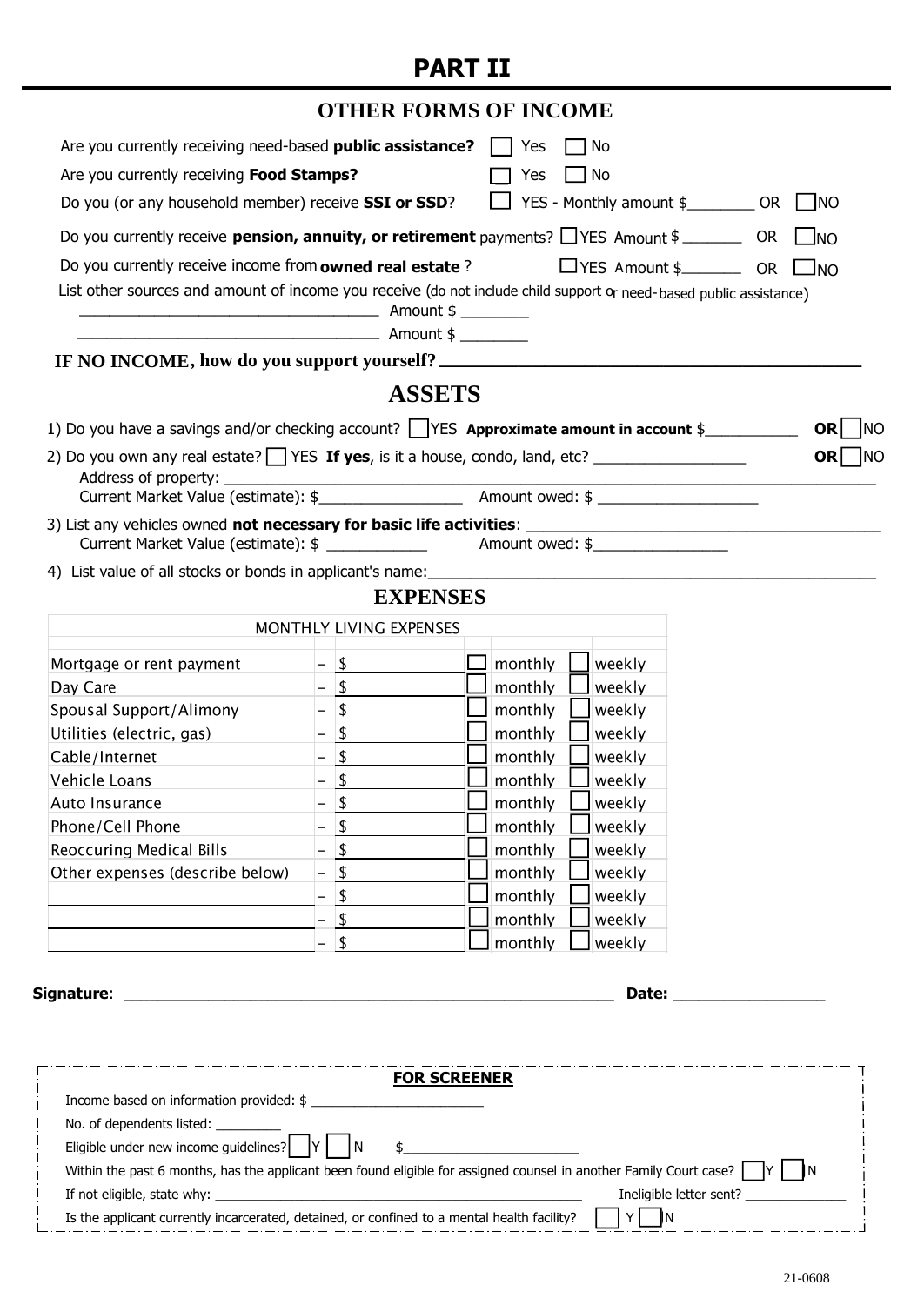# PART II

## OTHER FORMS OF INCOME

Are you currently receiving need-based **public assistance?** ☐ Yes ☐ No

Are you currently receiving **Food Stamps?** ☐ Yes ☐ No

Do you (or any household member) receive **SSI or SSD**? ☐ YES - Monthly amount $________ OR ☐ NO

Do you currently receive **pension, annuity, or retirement** payments? ☐ YES Amount $_______ OR ☐ NO

Do you currently receive income from **owned real estate** ? ☐ YES Amount $_______ OR ☐ NO

List other sources and amount of income you receive (do not include child support or need-based public assistance)

___________________________________ Amount $ ________

___________________________________ Amount $ ________

**IF NO INCOME, how do you support yourself?** ______________________________________________

## ASSETS

1) Do you have a savings and/or checking account? ☐ YES **Approximate amount in account** $__________ **OR** ☐ NO

2) Do you own any real estate? ☐ YES **If yes**, is it a house, condo, land, etc? _________________ **OR** ☐ NO
   Address of property: ______________________________________________________________________________
   Current Market Value (estimate): $________________ Amount owed: $ __________________

3) List any vehicles owned **not necessary for basic life activities**: ________________________________________
   Current Market Value (estimate): $ ___________ Amount owed: $_______________

4) List value of all stocks or bonds in applicant's name: ___________________________________________________

## EXPENSES

| MONTHLY LIVING EXPENSES | | | | |
|---|---|---|---|---|
| Mortgage or rent payment | – | $ | ☐ monthly | ☐ weekly |
| Day Care | – | $ | ☐ monthly | ☐ weekly |
| Spousal Support/Alimony | – | $ | ☐ monthly | ☐ weekly |
| Utilities (electric, gas) | – | $ | ☐ monthly | ☐ weekly |
| Cable/Internet | – | $ | ☐ monthly | ☐ weekly |
| Vehicle Loans | – | $ | ☐ monthly | ☐ weekly |
| Auto Insurance | – | $ | ☐ monthly | ☐ weekly |
| Phone/Cell Phone | – | $ | ☐ monthly | ☐ weekly |
| Reoccuring Medical Bills | – | $ | ☐ monthly | ☐ weekly |
| Other expenses (describe below) | – | $ | ☐ monthly | ☐ weekly |
| | – | $ | ☐ monthly | ☐ weekly |
| | – | $ | ☐ monthly | ☐ weekly |
| | – | $ | ☐ monthly | ☐ weekly |

**Signature**: ________________________________________________________ **Date:** _________________

**FOR SCREENER**

Income based on information provided: $ _______________________

No. of dependents listed: _________

Eligible under new income guidelines? ☐ Y ☐ N $_______________________

Within the past 6 months, has the applicant been found eligible for assigned counsel in another Family Court case? ☐ Y ☐ N

If not eligible, state why: ________________________________________________ Ineligible letter sent? ______________

Is the applicant currently incarcerated, detained, or confined to a mental health facility? ☐ Y ☐ N

21-0608